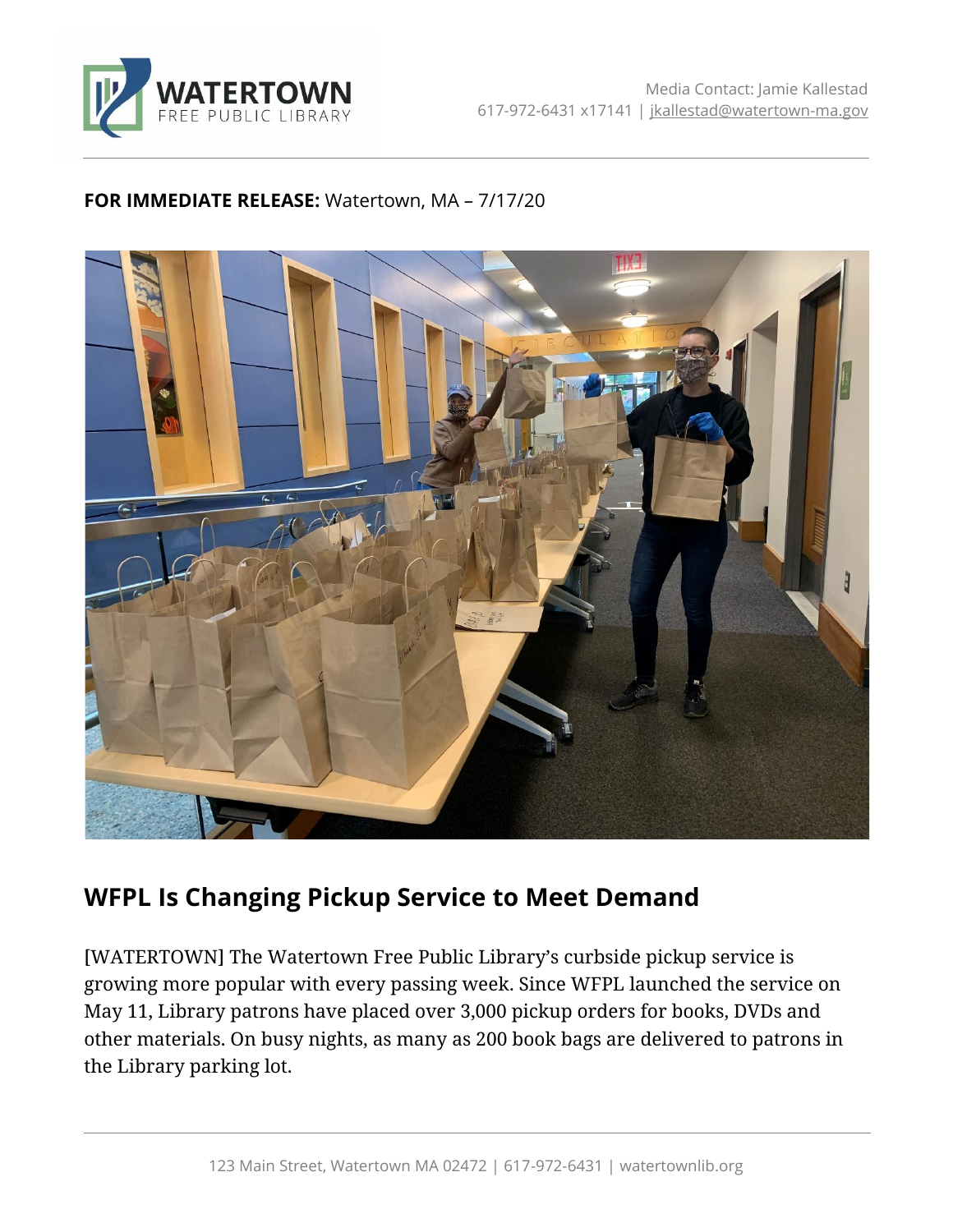WATERTOWN FREE PUBLIC LIBRARY

Media Contact: Jamie Kallestad
617-972-6431 x17141 | jkallestad@watertown-ma.gov

**FOR IMMEDIATE RELEASE:** Watertown, MA – 7/17/20

## WFPL Is Changing Pickup Service to Meet Demand

[WATERTOWN] The Watertown Free Public Library's curbside pickup service is growing more popular with every passing week. Since WFPL launched the service on May 11, Library patrons have placed over 3,000 pickup orders for books, DVDs and other materials. On busy nights, as many as 200 book bags are delivered to patrons in the Library parking lot.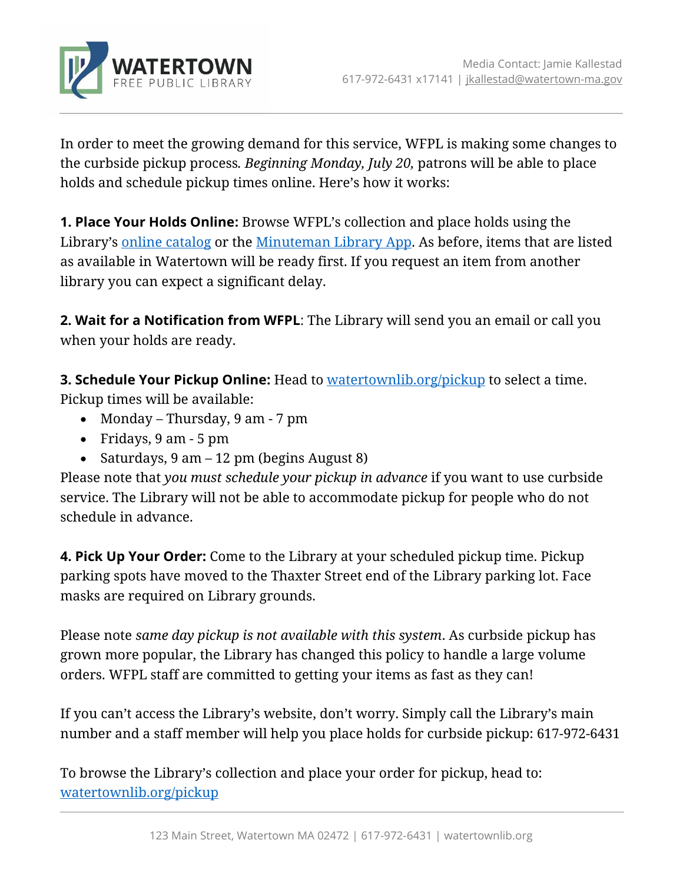In order to meet the growing demand for this service, WFPL is making some changes to the curbside pickup process. *Beginning Monday, July 20,* patrons will be able to place holds and schedule pickup times online. Here's how it works:

**1. Place Your Holds Online:** Browse WFPL's collection and place holds using the Library's [online catalog]() or the [Minuteman Library App](). As before, items that are listed as available in Watertown will be ready first. If you request an item from another library you can expect a significant delay.

**2. Wait for a Notification from WFPL**: The Library will send you an email or call you when your holds are ready.

**3. Schedule Your Pickup Online:** Head to [watertownlib.org/pickup]() to select a time. Pickup times will be available:

- Monday – Thursday, 9 am - 7 pm
- Fridays, 9 am - 5 pm
- Saturdays, 9 am – 12 pm (begins August 8)

Please note that *you must schedule your pickup in advance* if you want to use curbside service. The Library will not be able to accommodate pickup for people who do not schedule in advance.

**4. Pick Up Your Order:** Come to the Library at your scheduled pickup time. Pickup parking spots have moved to the Thaxter Street end of the Library parking lot. Face masks are required on Library grounds.

Please note *same day pickup is not available with this system*. As curbside pickup has grown more popular, the Library has changed this policy to handle a large volume orders. WFPL staff are committed to getting your items as fast as they can!

If you can't access the Library's website, don't worry. Simply call the Library's main number and a staff member will help you place holds for curbside pickup: 617-972-6431

To browse the Library's collection and place your order for pickup, head to: [watertownlib.org/pickup]()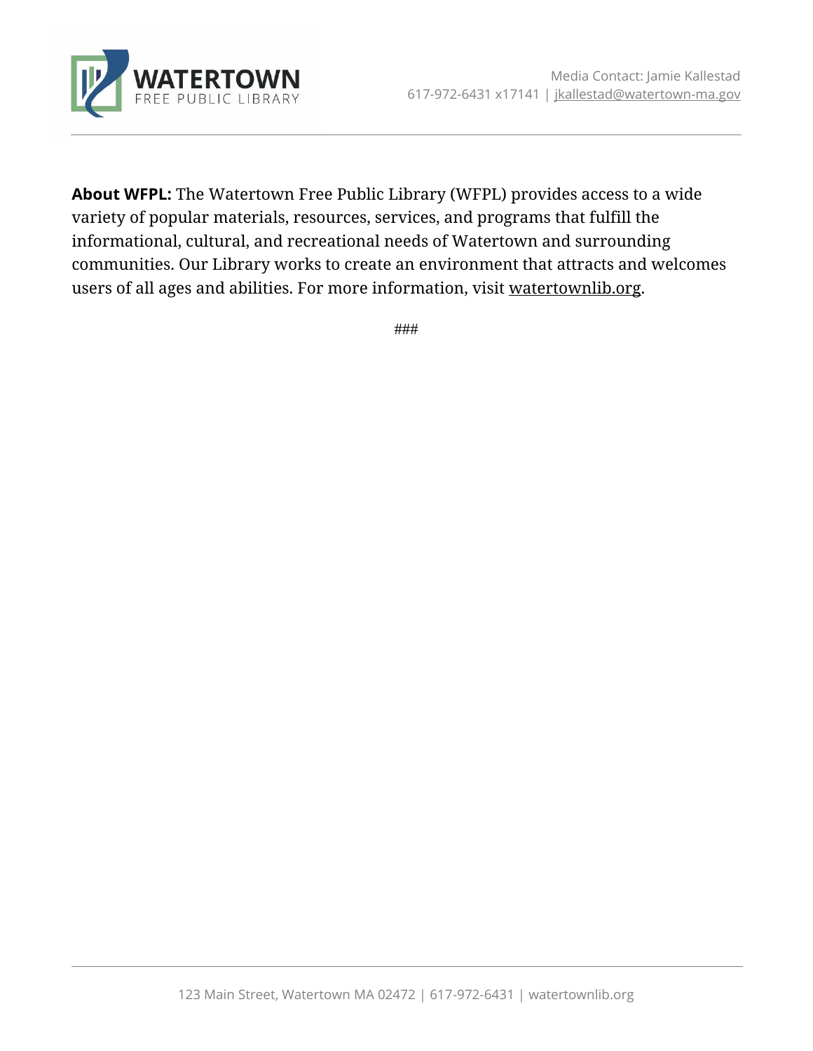**About WFPL:** The Watertown Free Public Library (WFPL) provides access to a wide variety of popular materials, resources, services, and programs that fulfill the informational, cultural, and recreational needs of Watertown and surrounding communities. Our Library works to create an environment that attracts and welcomes users of all ages and abilities. For more information, visit watertownlib.org.

###